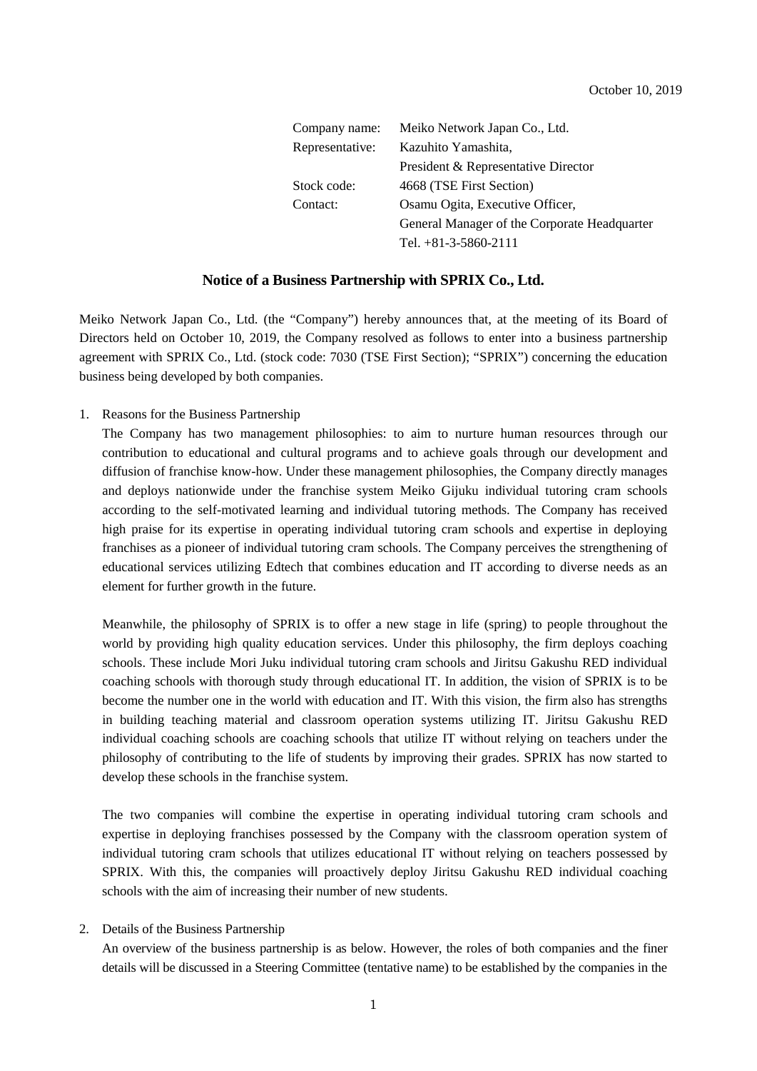October 10, 2019

| | |
|---|---|
| Company name: | Meiko Network Japan Co., Ltd. |
| Representative: | Kazuhito Yamashita, President & Representative Director |
| Stock code: | 4668 (TSE First Section) |
| Contact: | Osamu Ogita, Executive Officer, General Manager of the Corporate Headquarter Tel. +81-3-5860-2111 |

## Notice of a Business Partnership with SPRIX Co., Ltd.

Meiko Network Japan Co., Ltd. (the "Company") hereby announces that, at the meeting of its Board of Directors held on October 10, 2019, the Company resolved as follows to enter into a business partnership agreement with SPRIX Co., Ltd. (stock code: 7030 (TSE First Section); "SPRIX") concerning the education business being developed by both companies.

1. Reasons for the Business Partnership

   The Company has two management philosophies: to aim to nurture human resources through our contribution to educational and cultural programs and to achieve goals through our development and diffusion of franchise know-how. Under these management philosophies, the Company directly manages and deploys nationwide under the franchise system Meiko Gijuku individual tutoring cram schools according to the self-motivated learning and individual tutoring methods. The Company has received high praise for its expertise in operating individual tutoring cram schools and expertise in deploying franchises as a pioneer of individual tutoring cram schools. The Company perceives the strengthening of educational services utilizing Edtech that combines education and IT according to diverse needs as an element for further growth in the future.

   Meanwhile, the philosophy of SPRIX is to offer a new stage in life (spring) to people throughout the world by providing high quality education services. Under this philosophy, the firm deploys coaching schools. These include Mori Juku individual tutoring cram schools and Jiritsu Gakushu RED individual coaching schools with thorough study through educational IT. In addition, the vision of SPRIX is to be become the number one in the world with education and IT. With this vision, the firm also has strengths in building teaching material and classroom operation systems utilizing IT. Jiritsu Gakushu RED individual coaching schools are coaching schools that utilize IT without relying on teachers under the philosophy of contributing to the life of students by improving their grades. SPRIX has now started to develop these schools in the franchise system.

   The two companies will combine the expertise in operating individual tutoring cram schools and expertise in deploying franchises possessed by the Company with the classroom operation system of individual tutoring cram schools that utilizes educational IT without relying on teachers possessed by SPRIX. With this, the companies will proactively deploy Jiritsu Gakushu RED individual coaching schools with the aim of increasing their number of new students.

2. Details of the Business Partnership

   An overview of the business partnership is as below. However, the roles of both companies and the finer details will be discussed in a Steering Committee (tentative name) to be established by the companies in the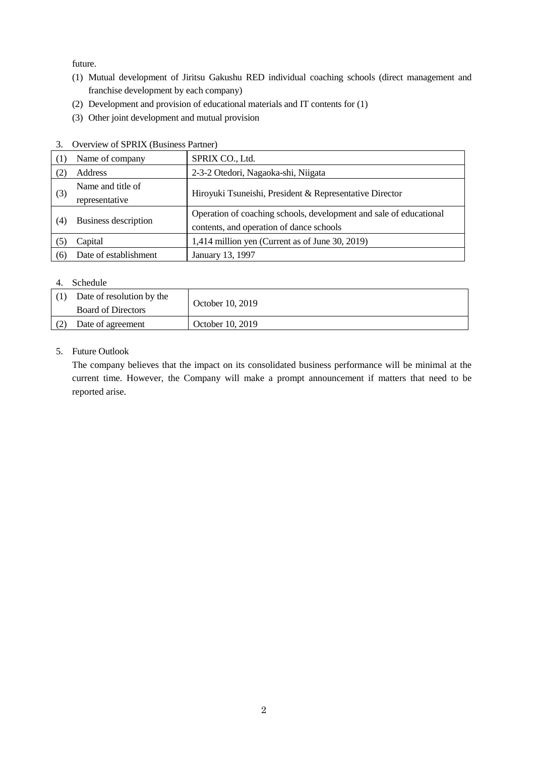future.

(1) Mutual development of Jiritsu Gakushu RED individual coaching schools (direct management and franchise development by each company)
(2) Development and provision of educational materials and IT contents for (1)
(3) Other joint development and mutual provision

3. Overview of SPRIX (Business Partner)

| | |
|---|---|
| (1) Name of company | SPRIX CO., Ltd. |
| (2) Address | 2-3-2 Otedori, Nagaoka-shi, Niigata |
| (3) Name and title of representative | Hiroyuki Tsuneishi, President & Representative Director |
| (4) Business description | Operation of coaching schools, development and sale of educational contents, and operation of dance schools |
| (5) Capital | 1,414 million yen (Current as of June 30, 2019) |
| (6) Date of establishment | January 13, 1997 |

4. Schedule

| | |
|---|---|
| (1) Date of resolution by the Board of Directors | October 10, 2019 |
| (2) Date of agreement | October 10, 2019 |

5. Future Outlook

The company believes that the impact on its consolidated business performance will be minimal at the current time. However, the Company will make a prompt announcement if matters that need to be reported arise.